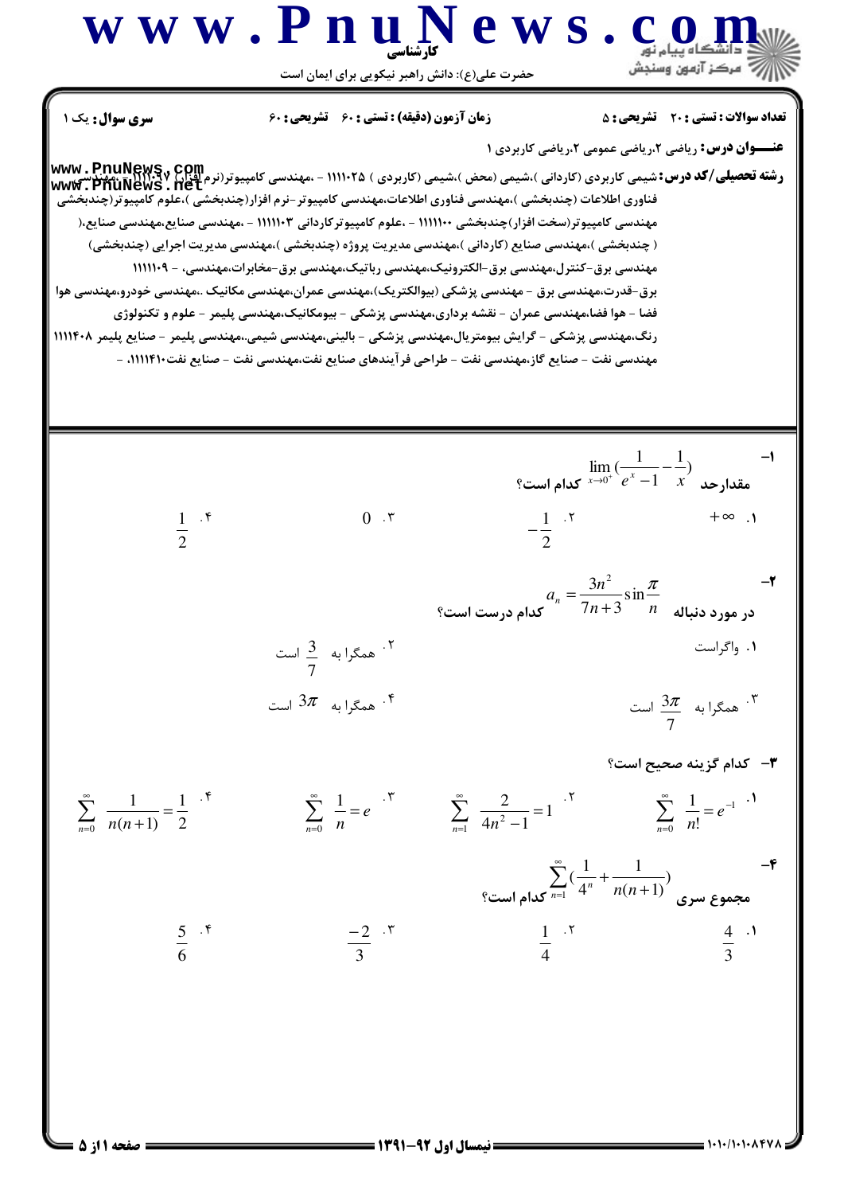**سری سوال:** یک ۱ | **زمان آزمون (دقیقه) : تستی : ۶۰ تشریحی : ۶۰** | **تعداد سوالات : تستی : ۲۰ تشریحی : ۵**

**عنـــوان درس:** ریاضی ۲،ریاضی عمومی ۲،ریاضی کاربردی ۱

**رشته تحصیلی/کد درس:** شیمی کاربردی (کاردانی )،شیمی (محض )،شیمی (کاربردی ) ۱۱۱۱۰۲۵ - ،مهندسی کامپیوتر(نرم افزار) ۱۱۱۱۰۹۷ - ،مهندسی فناوری اطلاعات (چندبخشی )،مهندسی فناوری اطلاعات،مهندسی کامپیوتر-نرم افزار(چندبخشی )،علوم کامپیوتر(چندبخشی مهندسی کامپیوتر(سخت افزار)چندبخشی ۱۱۱۱۱۰۰ - ،علوم کامپیوترکاردانی ۱۱۱۱۱۰۳ - ،مهندسی صنایع،مهندسی صنایع،( چندبخشی )،مهندسی صنایع (کاردانی )،مهندسی مدیریت پروژه (چندبخشی )،مهندسی مدیریت اجرایی (چندبخشی) مهندسی برق-کنترل،مهندسی برق-الکترونیک،مهندسی رباتیک،مهندسی برق-مخابرات،مهندسی، - ۱۱۱۱۱۰۹ برق-قدرت،مهندسی برق - مهندسی پزشکی (بیوالکتریک)،مهندسی عمران،مهندسی مکانیک ،.مهندسی خودرو،مهندسی هوا فضا - هوا فضا،مهندسی عمران - نقشه برداری،مهندسی پزشکی - بیومکانیک،مهندسی پلیمر - علوم و تکنولوژی رنگ،مهندسی پزشکی - گرایش بیومتریال،مهندسی پزشکی - بالینی،مهندسی شیمی،.مهندسی پلیمر - صنایع پلیمر ۱۱۱۱۴۰۸ مهندسی نفت - صنایع گاز،مهندسی نفت - طراحی فرآیندهای صنایع نفت،مهندسی نفت - صنایع نفت۱۱۱۱۴۱۰، -

---

**۱-** مقدارحد $\lim\limits_{x\to 0^+}\left(\dfrac{1}{e^x-1}-\dfrac{1}{x}\right)$ کدام است؟

۱. $+\infty$ &nbsp;&nbsp;&nbsp; ۲. $-\dfrac{1}{2}$ &nbsp;&nbsp;&nbsp; ۳. $0$ &nbsp;&nbsp;&nbsp; ۴. $\dfrac{1}{2}$

**۲-** در مورد دنباله $a_n=\dfrac{3n^2}{7n+3}\sin\dfrac{\pi}{n}$ کدام درست است؟

۱. واگراست

۲. همگرا به $\dfrac{3}{7}$ است

۳. همگرا به $\dfrac{3\pi}{7}$ است

۴. همگرا به $3\pi$ است

**۳-** کدام گزینه صحیح است؟

۱. $\sum\limits_{n=0}^{\infty}\dfrac{1}{n!}=e^{-1}$ &nbsp;&nbsp;&nbsp; ۲. $\sum\limits_{n=1}^{\infty}\dfrac{2}{4n^2-1}=1$ &nbsp;&nbsp;&nbsp; ۳. $\sum\limits_{n=0}^{\infty}\dfrac{1}{n}=e$ &nbsp;&nbsp;&nbsp; ۴. $\sum\limits_{n=0}^{\infty}\dfrac{1}{n(n+1)}=\dfrac{1}{2}$

**۴-** مجموع سری $\sum\limits_{n=1}^{\infty}\left(\dfrac{1}{4^n}+\dfrac{1}{n(n+1)}\right)$ کدام است؟

۱. $\dfrac{4}{3}$ &nbsp;&nbsp;&nbsp; ۲. $\dfrac{1}{4}$ &nbsp;&nbsp;&nbsp; ۳. $\dfrac{-2}{3}$ &nbsp;&nbsp;&nbsp; ۴. $\dfrac{5}{6}$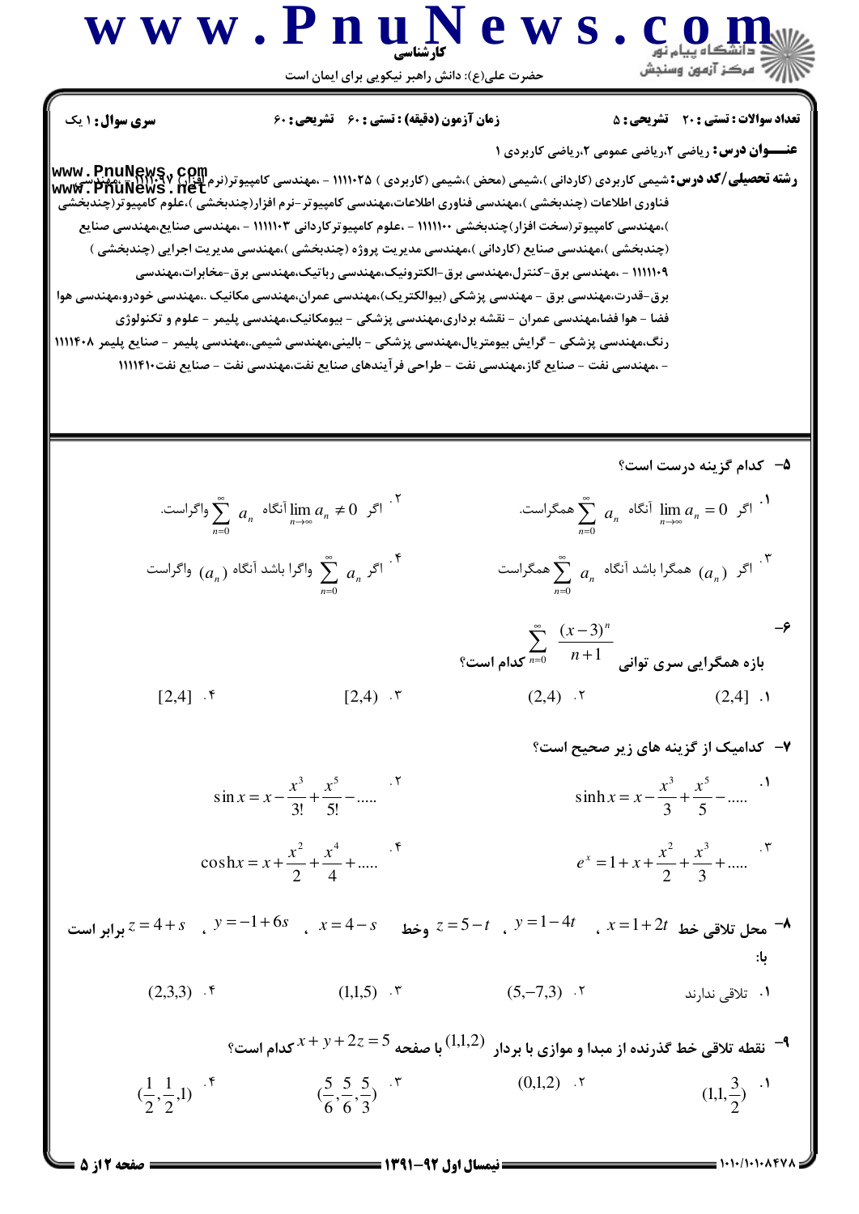**سری سوال:** ۱ یک

**زمان آزمون (دقیقه) : تستی : ۶۰ تشریحی : ۶۰**

**تعداد سوالات : تستی : ۲۰ تشریحی : ۵**

**عنـــوان درس:** ریاضی ۲،ریاضی عمومی ۲،ریاضی کاربردی ۱

**رشته تحصیلی/کد درس:** شیمی کاربردی (کاردانی )،شیمی (محض )،شیمی (کاربردی ) ۱۱۱۱۰۲۵ - ،مهندسی کامپیوتر(نرم افزار) ۱۱۱۱۰۹۷ - ،مهندسی فناوری اطلاعات (چندبخشی )،مهندسی فناوری اطلاعات،مهندسی کامپیوتر-نرم افزار(چندبخشی )،علوم کامپیوتر(چندبخشی )،مهندسی کامپیوتر(سخت افزار)چندبخشی ۱۱۱۱۱۰۰ - ،علوم کامپیوترکاردانی ۱۱۱۱۱۰۳ - ،مهندسی صنایع،مهندسی صنایع (چندبخشی )،مهندسی صنایع (کاردانی )،مهندسی مدیریت پروژه (چندبخشی )،مهندسی مدیریت اجرایی (چندبخشی ) ۱۱۱۱۱۰۹ - ،مهندسی برق-کنترل،مهندسی برق-الکترونیک،مهندسی رباتیک،مهندسی برق-مخابرات،مهندسی برق-قدرت،مهندسی برق - مهندسی پزشکی (بیوالکتریک)،مهندسی عمران،مهندسی مکانیک ،مهندسی خودرو،مهندسی هوا فضا - هوا فضا،مهندسی عمران - نقشه برداری،مهندسی پزشکی - بیومکانیک،مهندسی پلیمر - علوم و تکنولوژی رنگ،مهندسی پزشکی - گرایش بیومتریال،مهندسی پزشکی - بالینی،مهندسی شیمی،مهندسی پلیمر - صنایع پلیمر ۱۱۱۱۴۰۸ - ،مهندسی نفت - صنایع گاز،مهندسی نفت - طراحی فرآیندهای صنایع نفت،مهندسی نفت - صنایع نفت۱۱۱۱۴۱۰

---

**۵- کدام گزینه درست است؟**

۱. اگر $\lim\limits_{n\to\infty} a_n = 0$ آنگاه $\sum\limits_{n=0}^{\infty} a_n$ همگراست.

۲. اگر $\lim\limits_{n\to\infty} a_n \neq 0$ آنگاه $\sum\limits_{n=0}^{\infty} a_n$ واگراست.

۳. اگر $(a_n)$ همگرا باشد آنگاه $\sum\limits_{n=0}^{\infty} a_n$ همگراست

۴. اگر $\sum\limits_{n=0}^{\infty} a_n$ واگرا باشد آنگاه $(a_n)$ واگراست

**۶- بازه همگرایی سری توانی $\sum\limits_{n=0}^{\infty} \dfrac{(x-3)^n}{n+1}$ کدام است؟**

۱. $(2,4]$

۲. $(2,4)$

۳. $[2,4)$

۴. $[2,4]$

**۷- کدامیک از گزینه های زیر صحیح است؟**

۱. $\sinh x = x - \dfrac{x^3}{3} + \dfrac{x^5}{5} - .....$

۲. $\sin x = x - \dfrac{x^3}{3!} + \dfrac{x^5}{5!} - .....$

۳. $e^x = 1 + x + \dfrac{x^2}{2} + \dfrac{x^3}{3} + .....$

۴. $\cosh x = x + \dfrac{x^2}{2} + \dfrac{x^4}{4} + .....$

**۸- محل تلاقی خط $x = 1+2t$ ، $y = 1-4t$ ، $z = 5-t$ وخط $x = 4-s$ ، $y = -1+6s$ ، $z = 4+s$ برابر است با:**

۱. تلاقی ندارند

۲. $(5,-7,3)$

۳. $(1,1,5)$

۴. $(2,3,3)$

**۹- نقطه تلاقی خط گذرنده از مبدا و موازی با بردار $(1,1,2)$ با صفحه $x + y + 2z = 5$ کدام است؟**

۱. $(1,1,\frac{3}{2})$

۲. $(0,1,2)$

۳. $(\frac{5}{6},\frac{5}{6},\frac{5}{3})$

۴. $(\frac{1}{2},\frac{1}{2},1)$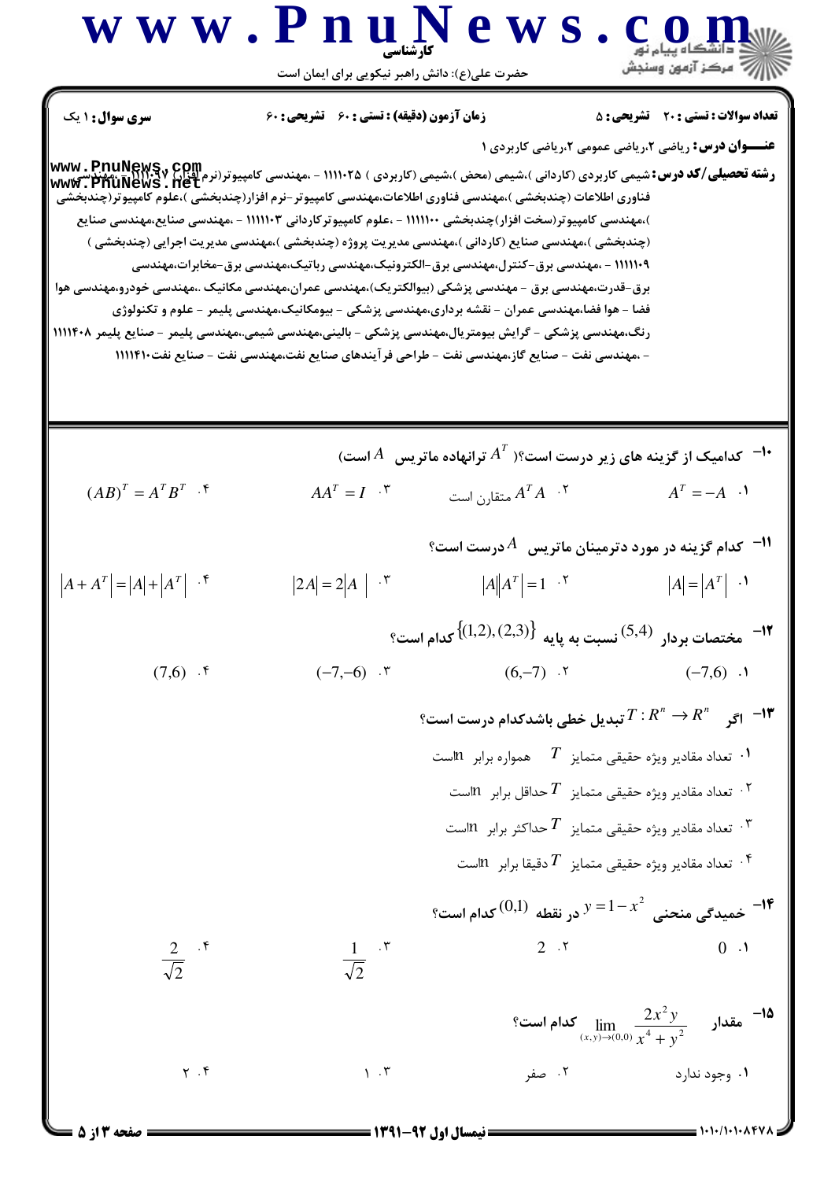**سری سوال:** ۱ یک

**زمان آزمون (دقیقه) : تستی : ۶۰ تشریحی : ۶۰**

**تعداد سوالات : تستی : ۲۰ تشریحی : ۵**

**عنـــوان درس:** ریاضی ۲،ریاضی عمومی ۲،ریاضی کاربردی ۱

**رشته تحصیلی/کد درس:** شیمی کاربردی (کاردانی )،شیمی (محض )،شیمی (کاربردی ) ۱۱۱۱۰۲۵ - ،مهندسی کامپیوتر(نرم افزار) ۱۱۱۱۰۹۷ - ،مهندسی فناوری اطلاعات (چندبخشی )،مهندسی فناوری اطلاعات،مهندسی کامپیوتر-نرم افزار(چندبخشی )،علوم کامپیوتر(چندبخشی )،مهندسی کامپیوتر(سخت افزار)چندبخشی ۱۱۱۱۱۰۰ - ،علوم کامپیوترکاردانی ۱۱۱۱۱۰۳ - ،مهندسی صنایع،مهندسی صنایع (چندبخشی )،مهندسی صنایع (کاردانی )،مهندسی مدیریت پروژه (چندبخشی )،مهندسی مدیریت اجرایی (چندبخشی ) ۱۱۱۱۱۰۹ - ،مهندسی برق-کنترل،مهندسی برق-الکترونیک،مهندسی رباتیک،مهندسی برق-مخابرات،مهندسی برق-قدرت،مهندسی برق - مهندسی پزشکی (بیوالکتریک)،مهندسی عمران،مهندسی مکانیک ..مهندسی خودرو،مهندسی هوا فضا - هوا فضا،مهندسی عمران - نقشه برداری،مهندسی پزشکی - بیومکانیک،مهندسی پلیمر - علوم و تکنولوژی رنگ،مهندسی پزشکی - گرایش بیومتریال،مهندسی پزشکی - بالینی،مهندسی شیمی،.مهندسی پلیمر - صنایع پلیمر ۱۱۱۱۴۰۸ - ،مهندسی نفت - صنایع گاز،مهندسی نفت - طراحی فرآیندهای صنایع نفت،مهندسی نفت - صنایع نفت۱۱۱۱۴۱۰

---

**۱۰- کدامیک از گزینه های زیر درست است؟( $A^T$ ترانهاده ماتریس $A$ است)**

۱. $A^T = -A$
۲. $A^T A$ متقارن است
۳. $AA^T = I$
۴. $(AB)^T = A^T B^T$

**۱۱- کدام گزینه در مورد دترمینان ماتریس $A$ درست است؟**

۱. $|A| = |A^T|$
۲. $|A||A^T| = 1$
۳. $|2A| = 2|A|$
۴. $|A + A^T| = |A| + |A^T|$

**۱۲- مختصات بردار $(5,4)$ نسبت به پایه $\{(1,2),(2,3)\}$ کدام است؟**

۱. $(-7,6)$
۲. $(6,-7)$
۳. $(-7,-6)$
۴. $(7,6)$

**۱۳- اگر $T : R^n \to R^n$ تبدیل خطی باشدکدام درست است؟**

۱. تعداد مقادیر ویژه حقیقی متمایز $T$ همواره برابر n است
۲. تعداد مقادیر ویژه حقیقی متمایز $T$ حداقل برابر n است
۳. تعداد مقادیر ویژه حقیقی متمایز $T$ حداکثر برابر n است
۴. تعداد مقادیر ویژه حقیقی متمایز $T$ دقیقا برابر n است

**۱۴- خمیدگی منحنی $y = 1 - x^2$ در نقطه $(0,1)$ کدام است؟**

۱. $0$
۲. $2$
۳. $\frac{1}{\sqrt{2}}$
۴. $\frac{2}{\sqrt{2}}$

**۱۵- مقدار $\lim\limits_{(x,y)\to(0,0)} \frac{2x^2 y}{x^4 + y^2}$ کدام است؟**

۱. وجود ندارد
۲. صفر
۳. ۱
۴. ۲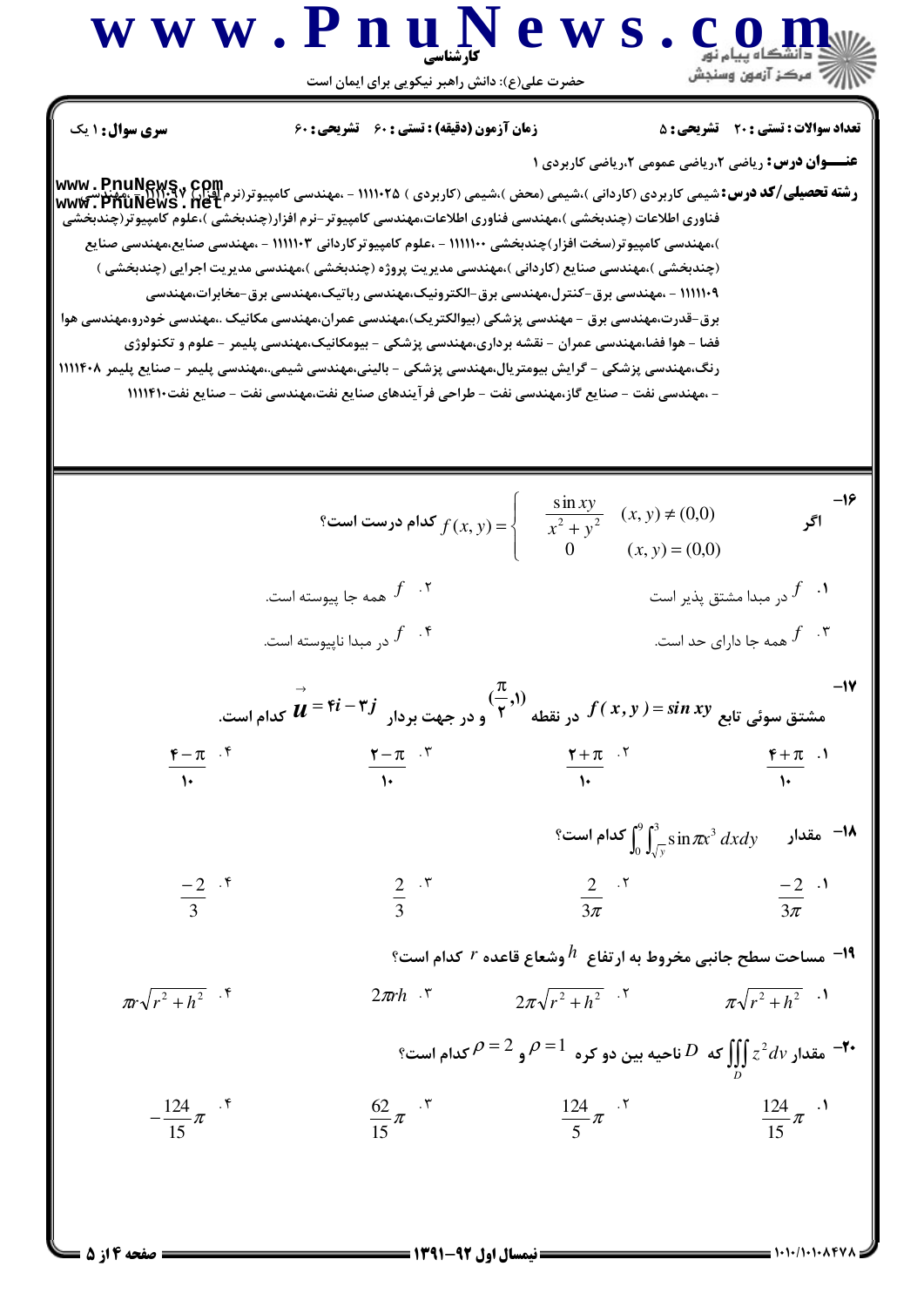**سری سوال:** ۱ یک

**زمان آزمون (دقیقه) : تستی :** ۶۰ **تشریحی :** ۶۰

**تعداد سوالات : تستی :** ۲۰ **تشریحی :** ۵

**عنـــوان درس:** ریاضی ۲،ریاضی عمومی ۲،ریاضی کاربردی ۱

**رشته تحصیلی/کد درس:** شیمی کاربردی (کاردانی )،شیمی (محض )،شیمی (کاربردی ) ۱۱۱۱۰۲۵ - ،مهندسی کامپیوتر(نرم افزار) ۱۱۱۱۰۹۷ - ،مهندسی فناوری اطلاعات (چندبخشی )،مهندسی فناوری اطلاعات،مهندسی کامپیوتر-نرم افزار(چندبخشی )،علوم کامپیوتر(چندبخشی )،مهندسی کامپیوتر(سخت افزار)چندبخشی ۱۱۱۱۱۰۰ - ،علوم کامپیوترکاردانی ۱۱۱۱۱۰۳ - ،مهندسی صنایع،مهندسی صنایع (چندبخشی )،مهندسی صنایع (کاردانی )،مهندسی مدیریت پروژه (چندبخشی )،مهندسی مدیریت اجرایی (چندبخشی ) ۱۱۱۱۱۰۹ - ،مهندسی برق-کنترل،مهندسی برق-الکترونیک،مهندسی رباتیک،مهندسی برق-مخابرات،مهندسی برق-قدرت،مهندسی برق - مهندسی پزشکی (بیوالکتریک)،مهندسی عمران،مهندسی مکانیک ،مهندسی خودرو،مهندسی هوا فضا - هوا فضا،مهندسی عمران - نقشه برداری،مهندسی پزشکی - بیومکانیک،مهندسی پلیمر - علوم و تکنولوژی رنگ،مهندسی پزشکی - گرایش بیومتریال،مهندسی پزشکی - بالینی،مهندسی شیمی،مهندسی پلیمر - صنایع پلیمر ۱۱۱۱۴۰۸ - ،مهندسی نفت - صنایع گاز،مهندسی نفت - طراحی فرآیندهای صنایع نفت،مهندسی نفت - صنایع نفت۱۱۱۱۴۱۰

---

۱۶- اگر
$$f(x,y)=\begin{cases}\dfrac{\sin xy}{x^2+y^2} & (x,y)\neq(0,0)\\ 0 & (x,y)=(0,0)\end{cases}$$
کدام درست است؟

۱. $f$ در مبدا مشتق پذیر است

۲. $f$ همه جا پیوسته است.

۳. $f$ همه جا دارای حد است.

۴. $f$ در مبدا ناپیوسته است.

۱۷- مشتق سوئی تابع $f(x,y)=\sin xy$ در نقطه $(\frac{\pi}{2},1)$ و در جهت بردار $\vec{u}=4i-3j$ کدام است.

۱. $\frac{4+\pi}{10}$

۲. $\frac{2+\pi}{10}$

۳. $\frac{2-\pi}{10}$

۴. $\frac{4-\pi}{10}$

۱۸- مقدار $\int_0^9\int_{\sqrt{y}}^3 \sin \pi x^3\, dxdy$ کدام است؟

۱. $\frac{-2}{3\pi}$

۲. $\frac{2}{3\pi}$

۳. $\frac{2}{3}$

۴. $\frac{-2}{3}$

۱۹- مساحت سطح جانبی مخروط به ارتفاع $h$ وشعاع قاعده $r$ کدام است؟

۱. $\pi\sqrt{r^2+h^2}$

۲. $2\pi\sqrt{r^2+h^2}$

۳. $2\pi rh$

۴. $\pi r\sqrt{r^2+h^2}$

۲۰- مقدار $\iiint_D z^2 dv$ که $D$ ناحیه بین دو کره $\rho=1$ و $\rho=2$ کدام است؟

۱. $\frac{124}{15}\pi$

۲. $\frac{124}{5}\pi$

۳. $\frac{62}{15}\pi$

۴. $-\frac{124}{15}\pi$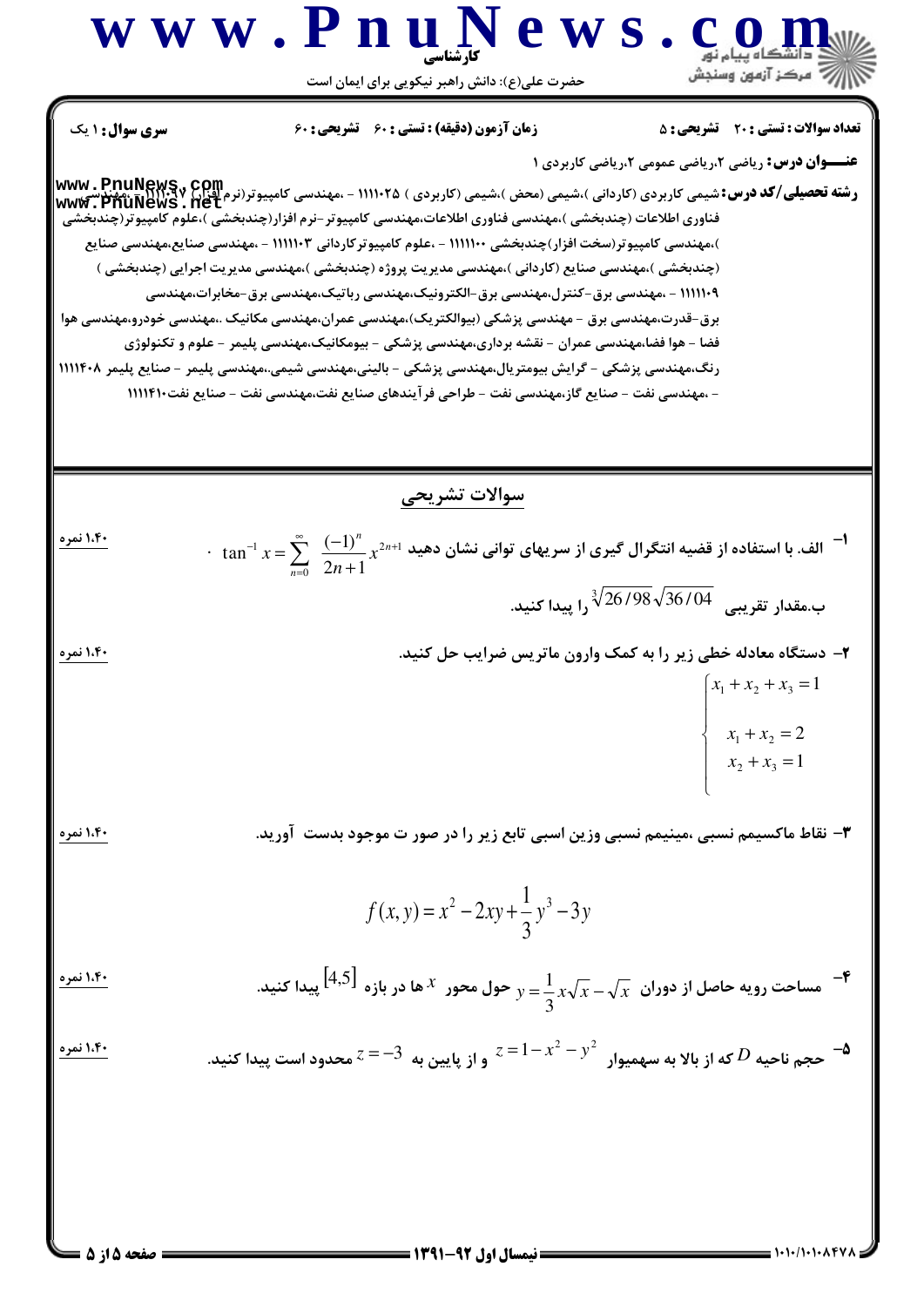**سری سوال:** ۱ یک

**زمان آزمون (دقیقه) : تستی : ۶۰ تشریحی : ۶۰**

**تعداد سوالات : تستی : ۲۰ تشریحی : ۵**

**عنـــوان درس:** ریاضی ۲،ریاضی عمومی ۲،ریاضی کاربردی ۱

**رشته تحصیلی/کد درس:** شیمی کاربردی (کاردانی )،شیمی (محض )،شیمی (کاربردی ) ۱۱۱۱۰۲۵ - ،مهندسی کامپیوتر(نرم افزار) ۱۱۱۱۰۹۷ - ،مهندسی فناوری اطلاعات (چندبخشی )،مهندسی فناوری اطلاعات،مهندسی کامپیوتر-نرم افزار(چندبخشی )،علوم کامپیوتر(چندبخشی )،مهندسی کامپیوتر(سخت افزار)چندبخشی ۱۱۱۱۱۰۰ - ،علوم کامپیوترکاردانی ۱۱۱۱۱۰۳ - ،مهندسی صنایع،مهندسی صنایع (چندبخشی )،مهندسی صنایع (کاردانی )،مهندسی مدیریت پروژه (چندبخشی )،مهندسی مدیریت اجرایی (چندبخشی ) ۱۱۱۱۱۰۹ - ،مهندسی برق-کنترل،مهندسی برق-الکترونیک،مهندسی رباتیک،مهندسی برق-مخابرات،مهندسی برق-قدرت،مهندسی برق - مهندسی پزشکی (بیوالکتریک)،مهندسی عمران،مهندسی مکانیک .،مهندسی خودرو،مهندسی هوا فضا - هوا فضا،مهندسی عمران - نقشه برداری،مهندسی پزشکی - بیومکانیک،مهندسی پلیمر - علوم و تکنولوژی رنگ،مهندسی پزشکی - گرایش بیومتریال،مهندسی پزشکی - بالینی،مهندسی شیمی،.مهندسی پلیمر - صنایع پلیمر ۱۱۱۱۴۰۸ - ،مهندسی نفت - صنایع گاز،مهندسی نفت - طراحی فرآیندهای صنایع نفت،مهندسی نفت - صنایع نفت۱۱۱۱۴۱۰

## سوالات تشریحی

۱- الف. با استفاده از قضیه انتگرال گیری از سریهای توانی نشان دهید $\tan^{-1} x = \sum_{n=0}^{\infty} \frac{(-1)^n}{2n+1} x^{2n+1}$ .

ب.مقدار تقریبی $\sqrt[3]{26/98}\sqrt{36/04}$ را پیدا کنید.

۱،۴۰ نمره

۲- دستگاه معادله خطی زیر را به کمک وارون ماتریس ضرایب حل کنید.

$$\begin{cases} x_1 + x_2 + x_3 = 1 \\ x_1 + x_2 = 2 \\ x_2 + x_3 = 1 \end{cases}$$

۱،۴۰ نمره

۳- نقاط ماکسیمم نسبی ،مینیمم نسبی وزین اسبی تابع زیر را در صور ت موجود بدست آورید.

$$f(x,y) = x^2 - 2xy + \frac{1}{3}y^3 - 3y$$

۱،۴۰ نمره

۴- مساحت رویه حاصل از دوران $y = \frac{1}{3}x\sqrt{x} - \sqrt{x}$ حول محور $x$ ها در بازه $[4,5]$ پیدا کنید.

۱،۴۰ نمره

۵- حجم ناحیه $D$ که از بالا به سهمیوار $z = 1 - x^2 - y^2$ و از پایین به $z = -3$ محدود است پیدا کنید.

۱،۴۰ نمره